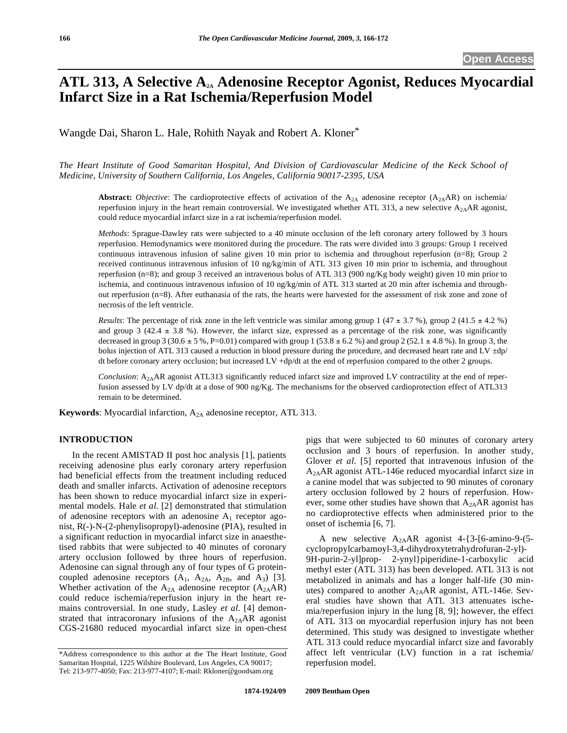# ATL 313, A Selective $A_{2A}$ Adenosine Receptor Agonist, Reduces Myocardial Infarct Size in a Rat Ischemia/Reperfusion Model

Wangde Dai, Sharon L. Hale, Rohith Nayak and Robert A. Kloner*

*The Heart Institute of Good Samaritan Hospital, And Division of Cardiovascular Medicine of the Keck School of Medicine, University of Southern California, Los Angeles, California 90017-2395, USA*

**Abstract:** *Objective*: The cardioprotective effects of activation of the $A_{2A}$ adenosine receptor ($A_{2A}$AR) on ischemia/reperfusion injury in the heart remain controversial. We investigated whether ATL 313, a new selective $A_{2A}$AR agonist, could reduce myocardial infarct size in a rat ischemia/reperfusion model.

*Methods*: Sprague-Dawley rats were subjected to a 40 minute occlusion of the left coronary artery followed by 3 hours reperfusion. Hemodynamics were monitored during the procedure. The rats were divided into 3 groups: Group 1 received continuous intravenous infusion of saline given 10 min prior to ischemia and throughout reperfusion (n=8); Group 2 received continuous intravenous infusion of 10 ng/kg/min of ATL 313 given 10 min prior to ischemia, and throughout reperfusion (n=8); and group 3 received an intravenous bolus of ATL 313 (900 ng/Kg body weight) given 10 min prior to ischemia, and continuous intravenous infusion of 10 ng/kg/min of ATL 313 started at 20 min after ischemia and throughout reperfusion (n=8). After euthanasia of the rats, the hearts were harvested for the assessment of risk zone and zone of necrosis of the left ventricle.

*Results*: The percentage of risk zone in the left ventricle was similar among group 1 (47 ± 3.7 %), group 2 (41.5 ± 4.2 %) and group 3 (42.4 ± 3.8 %). However, the infarct size, expressed as a percentage of the risk zone, was significantly decreased in group 3 (30.6 ± 5 %, P=0.01) compared with group 1 (53.8 ± 6.2 %) and group 2 (52.1 ± 4.8 %). In group 3, the bolus injection of ATL 313 caused a reduction in blood pressure during the procedure, and decreased heart rate and LV ±dp/dt before coronary artery occlusion; but increased LV +dp/dt at the end of reperfusion compared to the other 2 groups.

*Conclusion*: $A_{2A}$AR agonist ATL313 significantly reduced infarct size and improved LV contractility at the end of reperfusion assessed by LV dp/dt at a dose of 900 ng/Kg. The mechanisms for the observed cardioprotection effect of ATL313 remain to be determined.

**Keywords**: Myocardial infarction, $A_{2A}$ adenosine receptor, ATL 313.

## INTRODUCTION

In the recent AMISTAD II post hoc analysis [1], patients receiving adenosine plus early coronary artery reperfusion had beneficial effects from the treatment including reduced death and smaller infarcts. Activation of adenosine receptors has been shown to reduce myocardial infarct size in experimental models. Hale *et al.* [2] demonstrated that stimulation of adenosine receptors with an adenosine $A_1$ receptor agonist, R(-)-N-(2-phenylisopropyl)-adenosine (PIA), resulted in a significant reduction in myocardial infarct size in anaesthetised rabbits that were subjected to 40 minutes of coronary artery occlusion followed by three hours of reperfusion. Adenosine can signal through any of four types of G protein-coupled adenosine receptors ($A_1$, $A_{2A}$, $A_{2B}$, and $A_3$) [3]. Whether activation of the $A_{2A}$ adenosine receptor ($A_{2A}$AR) could reduce ischemia/reperfusion injury in the heart remains controversial. In one study, Lasley *et al.* [4] demonstrated that intracoronary infusions of the $A_{2A}$AR agonist CGS-21680 reduced myocardial infarct size in open-chest pigs that were subjected to 60 minutes of coronary artery occlusion and 3 hours of reperfusion. In another study, Glover *et al.* [5] reported that intravenous infusion of the $A_{2A}$AR agonist ATL-146e reduced myocardial infarct size in a canine model that was subjected to 90 minutes of coronary artery occlusion followed by 2 hours of reperfusion. However, some other studies have shown that $A_{2A}$AR agonist has no cardioprotective effects when administered prior to the onset of ischemia [6, 7].

A new selective $A_{2A}$AR agonist 4-{3-[6-amino-9-(5-cyclopropylcarbamoyl-3,4-dihydroxytetrahydrofuran-2-yl)-9H-purin-2-yl]prop- 2-ynyl}piperidine-1-carboxylic acid methyl ester (ATL 313) has been developed. ATL 313 is not metabolized in animals and has a longer half-life (30 minutes) compared to another $A_{2A}$AR agonist, ATL-146e. Several studies have shown that ATL 313 attenuates ischemia/reperfusion injury in the lung [8, 9]; however, the effect of ATL 313 on myocardial reperfusion injury has not been determined. This study was designed to investigate whether ATL 313 could reduce myocardial infarct size and favorably affect left ventricular (LV) function in a rat ischemia/reperfusion model.

*Address correspondence to this author at the The Heart Institute, Good Samaritan Hospital, 1225 Wilshire Boulevard, Los Angeles, CA 90017; Tel: 213-977-4050; Fax: 213-977-4107; E-mail: Rkloner@goodsam.org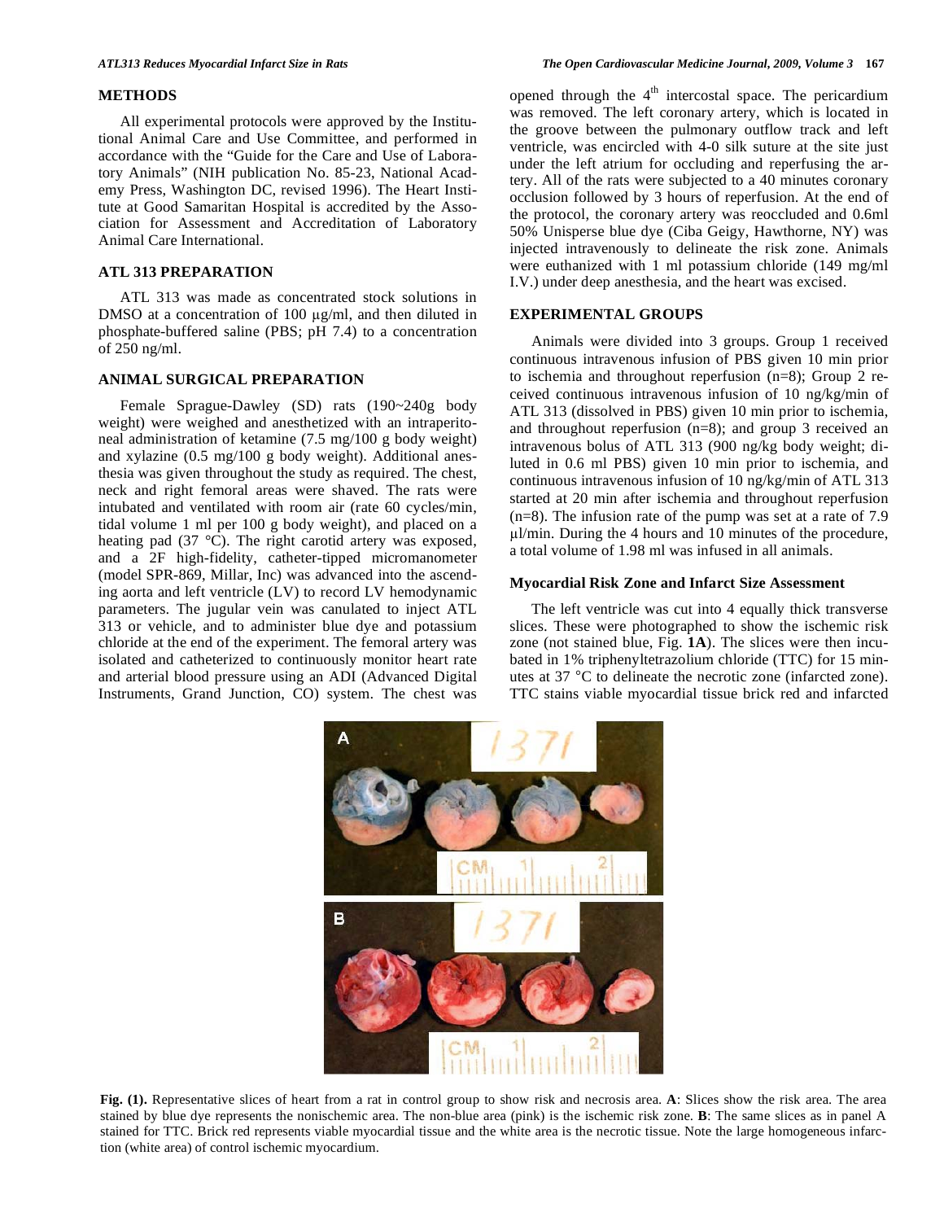## METHODS

All experimental protocols were approved by the Institutional Animal Care and Use Committee, and performed in accordance with the "Guide for the Care and Use of Laboratory Animals" (NIH publication No. 85-23, National Academy Press, Washington DC, revised 1996). The Heart Institute at Good Samaritan Hospital is accredited by the Association for Assessment and Accreditation of Laboratory Animal Care International.

## ATL 313 PREPARATION

ATL 313 was made as concentrated stock solutions in DMSO at a concentration of 100 µg/ml, and then diluted in phosphate-buffered saline (PBS; pH 7.4) to a concentration of 250 ng/ml.

## ANIMAL SURGICAL PREPARATION

Female Sprague-Dawley (SD) rats (190~240g body weight) were weighed and anesthetized with an intraperitoneal administration of ketamine (7.5 mg/100 g body weight) and xylazine (0.5 mg/100 g body weight). Additional anesthesia was given throughout the study as required. The chest, neck and right femoral areas were shaved. The rats were intubated and ventilated with room air (rate 60 cycles/min, tidal volume 1 ml per 100 g body weight), and placed on a heating pad (37 °C). The right carotid artery was exposed, and a 2F high-fidelity, catheter-tipped micromanometer (model SPR-869, Millar, Inc) was advanced into the ascending aorta and left ventricle (LV) to record LV hemodynamic parameters. The jugular vein was canulated to inject ATL 313 or vehicle, and to administer blue dye and potassium chloride at the end of the experiment. The femoral artery was isolated and catheterized to continuously monitor heart rate and arterial blood pressure using an ADI (Advanced Digital Instruments, Grand Junction, CO) system. The chest was opened through the 4[th] intercostal space. The pericardium was removed. The left coronary artery, which is located in the groove between the pulmonary outflow track and left ventricle, was encircled with 4-0 silk suture at the site just under the left atrium for occluding and reperfusing the artery. All of the rats were subjected to a 40 minutes coronary occlusion followed by 3 hours of reperfusion. At the end of the protocol, the coronary artery was reoccluded and 0.6ml 50% Unisperse blue dye (Ciba Geigy, Hawthorne, NY) was injected intravenously to delineate the risk zone. Animals were euthanized with 1 ml potassium chloride (149 mg/ml I.V.) under deep anesthesia, and the heart was excised.

## EXPERIMENTAL GROUPS

Animals were divided into 3 groups. Group 1 received continuous intravenous infusion of PBS given 10 min prior to ischemia and throughout reperfusion (n=8); Group 2 received continuous intravenous infusion of 10 ng/kg/min of ATL 313 (dissolved in PBS) given 10 min prior to ischemia, and throughout reperfusion (n=8); and group 3 received an intravenous bolus of ATL 313 (900 ng/kg body weight; diluted in 0.6 ml PBS) given 10 min prior to ischemia, and continuous intravenous infusion of 10 ng/kg/min of ATL 313 started at 20 min after ischemia and throughout reperfusion (n=8). The infusion rate of the pump was set at a rate of 7.9 µl/min. During the 4 hours and 10 minutes of the procedure, a total volume of 1.98 ml was infused in all animals.

### Myocardial Risk Zone and Infarct Size Assessment

The left ventricle was cut into 4 equally thick transverse slices. These were photographed to show the ischemic risk zone (not stained blue, Fig. **1A**). The slices were then incubated in 1% triphenyltetrazolium chloride (TTC) for 15 minutes at 37 °C to delineate the necrotic zone (infarcted zone). TTC stains viable myocardial tissue brick red and infarcted

**Fig. (1).** Representative slices of heart from a rat in control group to show risk and necrosis area. **A**: Slices show the risk area. The area stained by blue dye represents the nonischemic area. The non-blue area (pink) is the ischemic risk zone. **B**: The same slices as in panel A stained for TTC. Brick red represents viable myocardial tissue and the white area is the necrotic tissue. Note the large homogeneous infarction (white area) of control ischemic myocardium.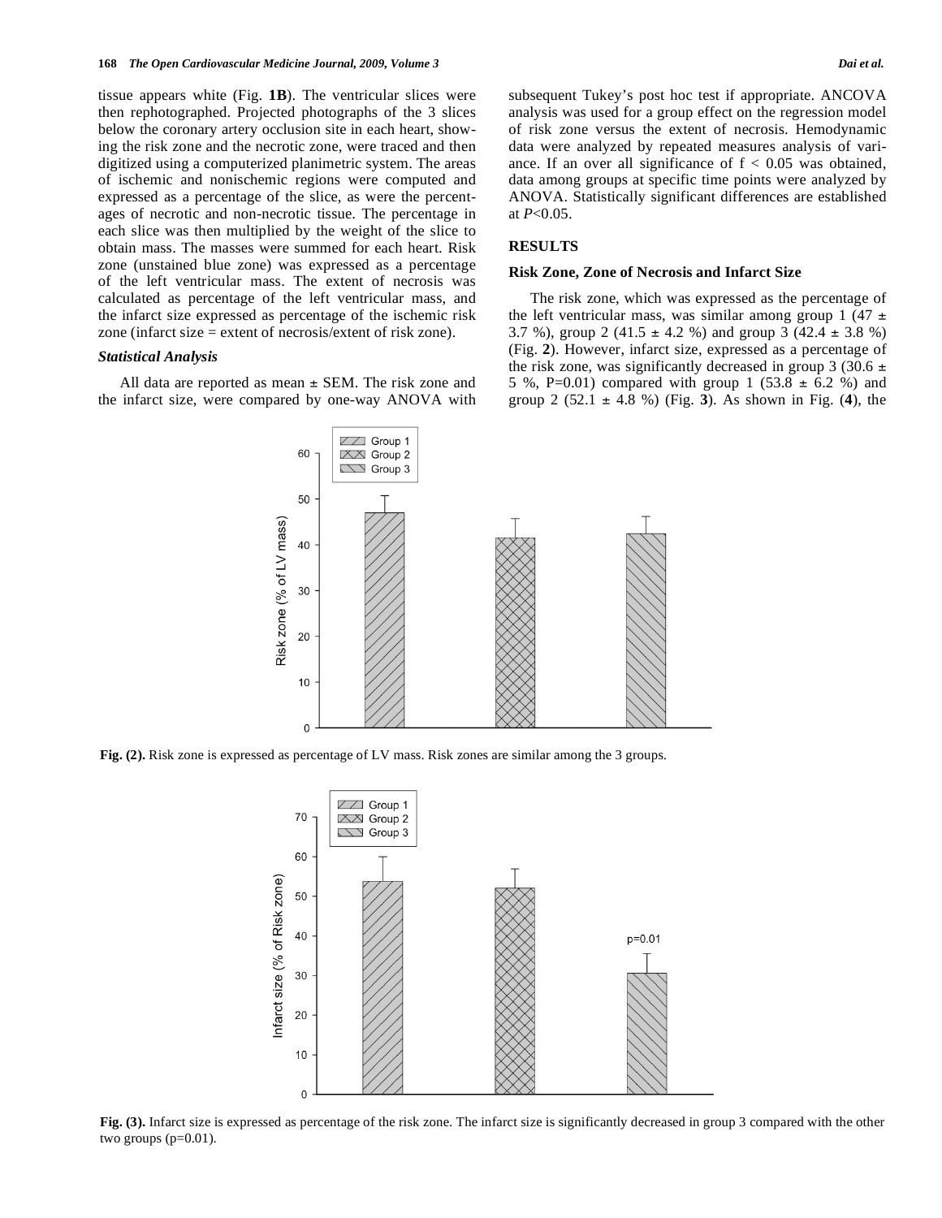tissue appears white (Fig. **1B**). The ventricular slices were then rephotographed. Projected photographs of the 3 slices below the coronary artery occlusion site in each heart, showing the risk zone and the necrotic zone, were traced and then digitized using a computerized planimetric system. The areas of ischemic and nonischemic regions were computed and expressed as a percentage of the slice, as were the percentages of necrotic and non-necrotic tissue. The percentage in each slice was then multiplied by the weight of the slice to obtain mass. The masses were summed for each heart. Risk zone (unstained blue zone) was expressed as a percentage of the left ventricular mass. The extent of necrosis was calculated as percentage of the left ventricular mass, and the infarct size expressed as percentage of the ischemic risk zone (infarct size = extent of necrosis/extent of risk zone).

### *Statistical Analysis*

All data are reported as mean ± SEM. The risk zone and the infarct size, were compared by one-way ANOVA with subsequent Tukey's post hoc test if appropriate. ANCOVA analysis was used for a group effect on the regression model of risk zone versus the extent of necrosis. Hemodynamic data were analyzed by repeated measures analysis of variance. If an over all significance of $f < 0.05$ was obtained, data among groups at specific time points were analyzed by ANOVA. Statistically significant differences are established at $P<0.05$.

## RESULTS

### Risk Zone, Zone of Necrosis and Infarct Size

The risk zone, which was expressed as the percentage of the left ventricular mass, was similar among group 1 (47 ± 3.7 %), group 2 (41.5 ± 4.2 %) and group 3 (42.4 ± 3.8 %) (Fig. **2**). However, infarct size, expressed as a percentage of the risk zone, was significantly decreased in group 3 (30.6 ± 5 %, P=0.01) compared with group 1 (53.8 ± 6.2 %) and group 2 (52.1 ± 4.8 %) (Fig. **3**). As shown in Fig. (**4**), the

**Fig. (2).** Risk zone is expressed as percentage of LV mass. Risk zones are similar among the 3 groups.

**Fig. (3).** Infarct size is expressed as percentage of the risk zone. The infarct size is significantly decreased in group 3 compared with the other two groups (p=0.01).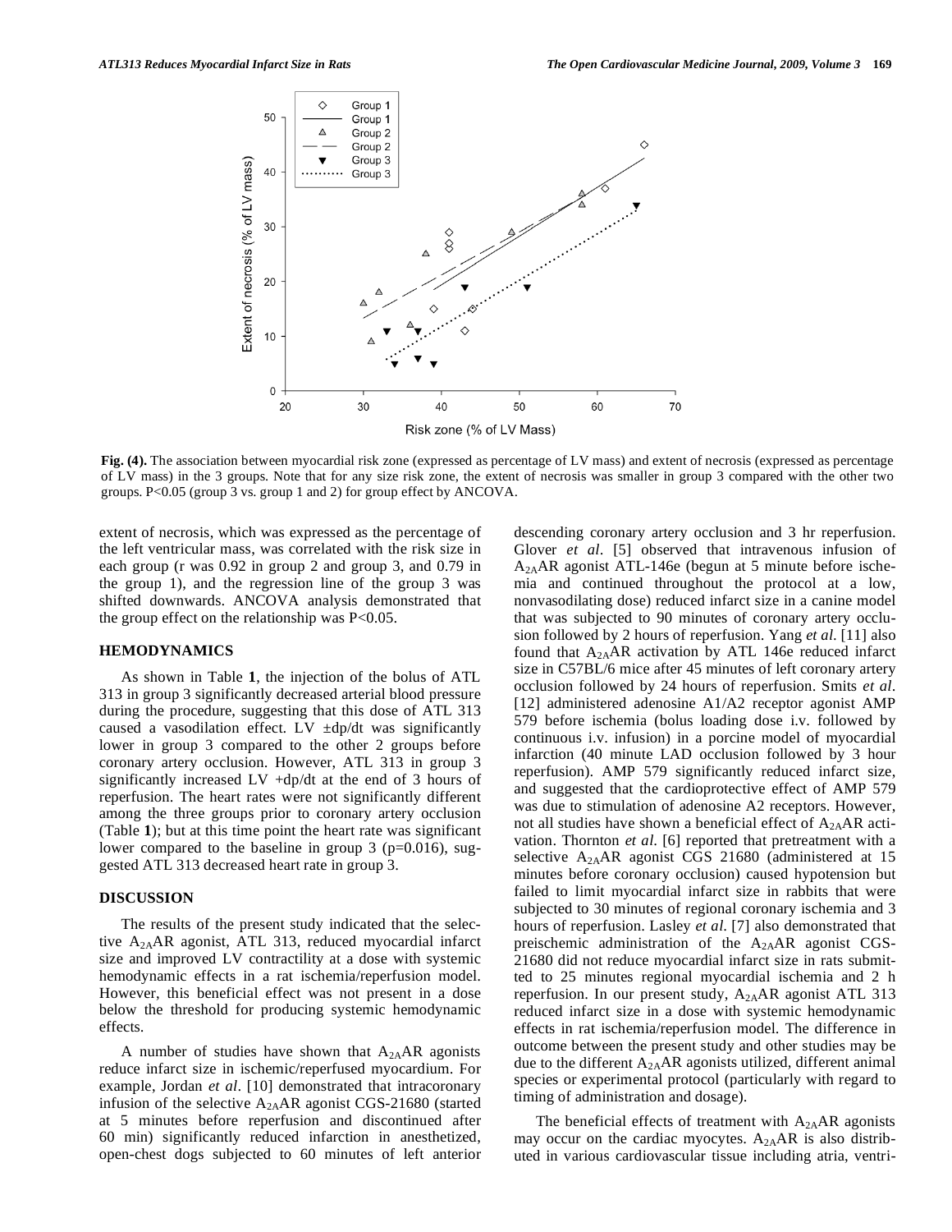**Fig. (4).** The association between myocardial risk zone (expressed as percentage of LV mass) and extent of necrosis (expressed as percentage of LV mass) in the 3 groups. Note that for any size risk zone, the extent of necrosis was smaller in group 3 compared with the other two groups. P<0.05 (group 3 vs. group 1 and 2) for group effect by ANCOVA.

extent of necrosis, which was expressed as the percentage of the left ventricular mass, was correlated with the risk size in each group (r was 0.92 in group 2 and group 3, and 0.79 in the group 1), and the regression line of the group 3 was shifted downwards. ANCOVA analysis demonstrated that the group effect on the relationship was P<0.05.

## HEMODYNAMICS

As shown in Table **1**, the injection of the bolus of ATL 313 in group 3 significantly decreased arterial blood pressure during the procedure, suggesting that this dose of ATL 313 caused a vasodilation effect. LV ±dp/dt was significantly lower in group 3 compared to the other 2 groups before coronary artery occlusion. However, ATL 313 in group 3 significantly increased LV +dp/dt at the end of 3 hours of reperfusion. The heart rates were not significantly different among the three groups prior to coronary artery occlusion (Table **1**); but at this time point the heart rate was significant lower compared to the baseline in group 3 (p=0.016), suggested ATL 313 decreased heart rate in group 3.

## DISCUSSION

The results of the present study indicated that the selective $A_{2A}$AR agonist, ATL 313, reduced myocardial infarct size and improved LV contractility at a dose with systemic hemodynamic effects in a rat ischemia/reperfusion model. However, this beneficial effect was not present in a dose below the threshold for producing systemic hemodynamic effects.

A number of studies have shown that $A_{2A}$AR agonists reduce infarct size in ischemic/reperfused myocardium. For example, Jordan *et al*. [10] demonstrated that intracoronary infusion of the selective $A_{2A}$AR agonist CGS-21680 (started at 5 minutes before reperfusion and discontinued after 60 min) significantly reduced infarction in anesthetized, open-chest dogs subjected to 60 minutes of left anterior descending coronary artery occlusion and 3 hr reperfusion. Glover *et al*. [5] observed that intravenous infusion of $A_{2A}$AR agonist ATL-146e (begun at 5 minute before ischemia and continued throughout the protocol at a low, nonvasodilating dose) reduced infarct size in a canine model that was subjected to 90 minutes of coronary artery occlusion followed by 2 hours of reperfusion. Yang *et al*. [11] also found that $A_{2A}$AR activation by ATL 146e reduced infarct size in C57BL/6 mice after 45 minutes of left coronary artery occlusion followed by 24 hours of reperfusion. Smits *et al*. [12] administered adenosine A1/A2 receptor agonist AMP 579 before ischemia (bolus loading dose i.v. followed by continuous i.v. infusion) in a porcine model of myocardial infarction (40 minute LAD occlusion followed by 3 hour reperfusion). AMP 579 significantly reduced infarct size, and suggested that the cardioprotective effect of AMP 579 was due to stimulation of adenosine A2 receptors. However, not all studies have shown a beneficial effect of $A_{2A}$AR activation. Thornton *et al*. [6] reported that pretreatment with a selective $A_{2A}$AR agonist CGS 21680 (administered at 15 minutes before coronary occlusion) caused hypotension but failed to limit myocardial infarct size in rabbits that were subjected to 30 minutes of regional coronary ischemia and 3 hours of reperfusion. Lasley *et al*. [7] also demonstrated that preischemic administration of the $A_{2A}$AR agonist CGS-21680 did not reduce myocardial infarct size in rats submitted to 25 minutes regional myocardial ischemia and 2 h reperfusion. In our present study, $A_{2A}$AR agonist ATL 313 reduced infarct size in a dose with systemic hemodynamic effects in rat ischemia/reperfusion model. The difference in outcome between the present study and other studies may be due to the different $A_{2A}$AR agonists utilized, different animal species or experimental protocol (particularly with regard to timing of administration and dosage).

The beneficial effects of treatment with $A_{2A}$AR agonists may occur on the cardiac myocytes. $A_{2A}$AR is also distributed in various cardiovascular tissue including atria, ventri-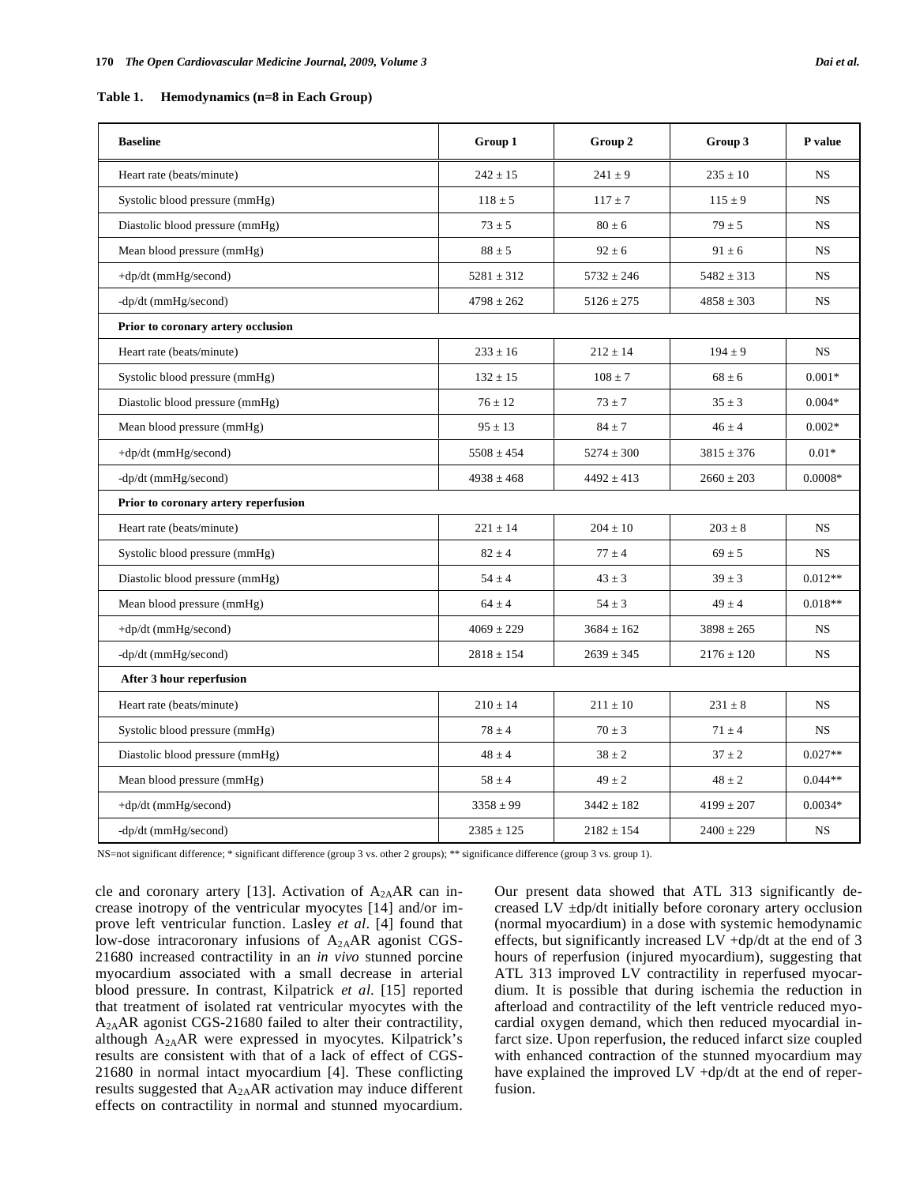**Table 1. Hemodynamics (n=8 in Each Group)**

| Baseline | Group 1 | Group 2 | Group 3 | P value |
|---|---|---|---|---|
| Heart rate (beats/minute) | 242 ± 15 | 241 ± 9 | 235 ± 10 | NS |
| Systolic blood pressure (mmHg) | 118 ± 5 | 117 ± 7 | 115 ± 9 | NS |
| Diastolic blood pressure (mmHg) | 73 ± 5 | 80 ± 6 | 79 ± 5 | NS |
| Mean blood pressure (mmHg) | 88 ± 5 | 92 ± 6 | 91 ± 6 | NS |
| +dp/dt (mmHg/second) | 5281 ± 312 | 5732 ± 246 | 5482 ± 313 | NS |
| -dp/dt (mmHg/second) | 4798 ± 262 | 5126 ± 275 | 4858 ± 303 | NS |
| **Prior to coronary artery occlusion** | | | | |
| Heart rate (beats/minute) | 233 ± 16 | 212 ± 14 | 194 ± 9 | NS |
| Systolic blood pressure (mmHg) | 132 ± 15 | 108 ± 7 | 68 ± 6 | 0.001* |
| Diastolic blood pressure (mmHg) | 76 ± 12 | 73 ± 7 | 35 ± 3 | 0.004* |
| Mean blood pressure (mmHg) | 95 ± 13 | 84 ± 7 | 46 ± 4 | 0.002* |
| +dp/dt (mmHg/second) | 5508 ± 454 | 5274 ± 300 | 3815 ± 376 | 0.01* |
| -dp/dt (mmHg/second) | 4938 ± 468 | 4492 ± 413 | 2660 ± 203 | 0.0008* |
| **Prior to coronary artery reperfusion** | | | | |
| Heart rate (beats/minute) | 221 ± 14 | 204 ± 10 | 203 ± 8 | NS |
| Systolic blood pressure (mmHg) | 82 ± 4 | 77 ± 4 | 69 ± 5 | NS |
| Diastolic blood pressure (mmHg) | 54 ± 4 | 43 ± 3 | 39 ± 3 | 0.012** |
| Mean blood pressure (mmHg) | 64 ± 4 | 54 ± 3 | 49 ± 4 | 0.018** |
| +dp/dt (mmHg/second) | 4069 ± 229 | 3684 ± 162 | 3898 ± 265 | NS |
| -dp/dt (mmHg/second) | 2818 ± 154 | 2639 ± 345 | 2176 ± 120 | NS |
| **After 3 hour reperfusion** | | | | |
| Heart rate (beats/minute) | 210 ± 14 | 211 ± 10 | 231 ± 8 | NS |
| Systolic blood pressure (mmHg) | 78 ± 4 | 70 ± 3 | 71 ± 4 | NS |
| Diastolic blood pressure (mmHg) | 48 ± 4 | 38 ± 2 | 37 ± 2 | 0.027** |
| Mean blood pressure (mmHg) | 58 ± 4 | 49 ± 2 | 48 ± 2 | 0.044** |
| +dp/dt (mmHg/second) | 3358 ± 99 | 3442 ± 182 | 4199 ± 207 | 0.0034* |
| -dp/dt (mmHg/second) | 2385 ± 125 | 2182 ± 154 | 2400 ± 229 | NS |

NS=not significant difference; * significant difference (group 3 vs. other 2 groups); ** significance difference (group 3 vs. group 1).

cle and coronary artery [13]. Activation of $A_{2A}$AR can increase inotropy of the ventricular myocytes [14] and/or improve left ventricular function. Lasley *et al*. [4] found that low-dose intracoronary infusions of $A_{2A}$AR agonist CGS-21680 increased contractility in an *in vivo* stunned porcine myocardium associated with a small decrease in arterial blood pressure. In contrast, Kilpatrick *et al*. [15] reported that treatment of isolated rat ventricular myocytes with the $A_{2A}$AR agonist CGS-21680 failed to alter their contractility, although $A_{2A}$AR were expressed in myocytes. Kilpatrick's results are consistent with that of a lack of effect of CGS-21680 in normal intact myocardium [4]. These conflicting results suggested that $A_{2A}$AR activation may induce different effects on contractility in normal and stunned myocardium.

Our present data showed that ATL 313 significantly decreased LV ±dp/dt initially before coronary artery occlusion (normal myocardium) in a dose with systemic hemodynamic effects, but significantly increased LV +dp/dt at the end of 3 hours of reperfusion (injured myocardium), suggesting that ATL 313 improved LV contractility in reperfused myocardium. It is possible that during ischemia the reduction in afterload and contractility of the left ventricle reduced myocardial oxygen demand, which then reduced myocardial infarct size. Upon reperfusion, the reduced infarct size coupled with enhanced contraction of the stunned myocardium may have explained the improved LV +dp/dt at the end of reperfusion.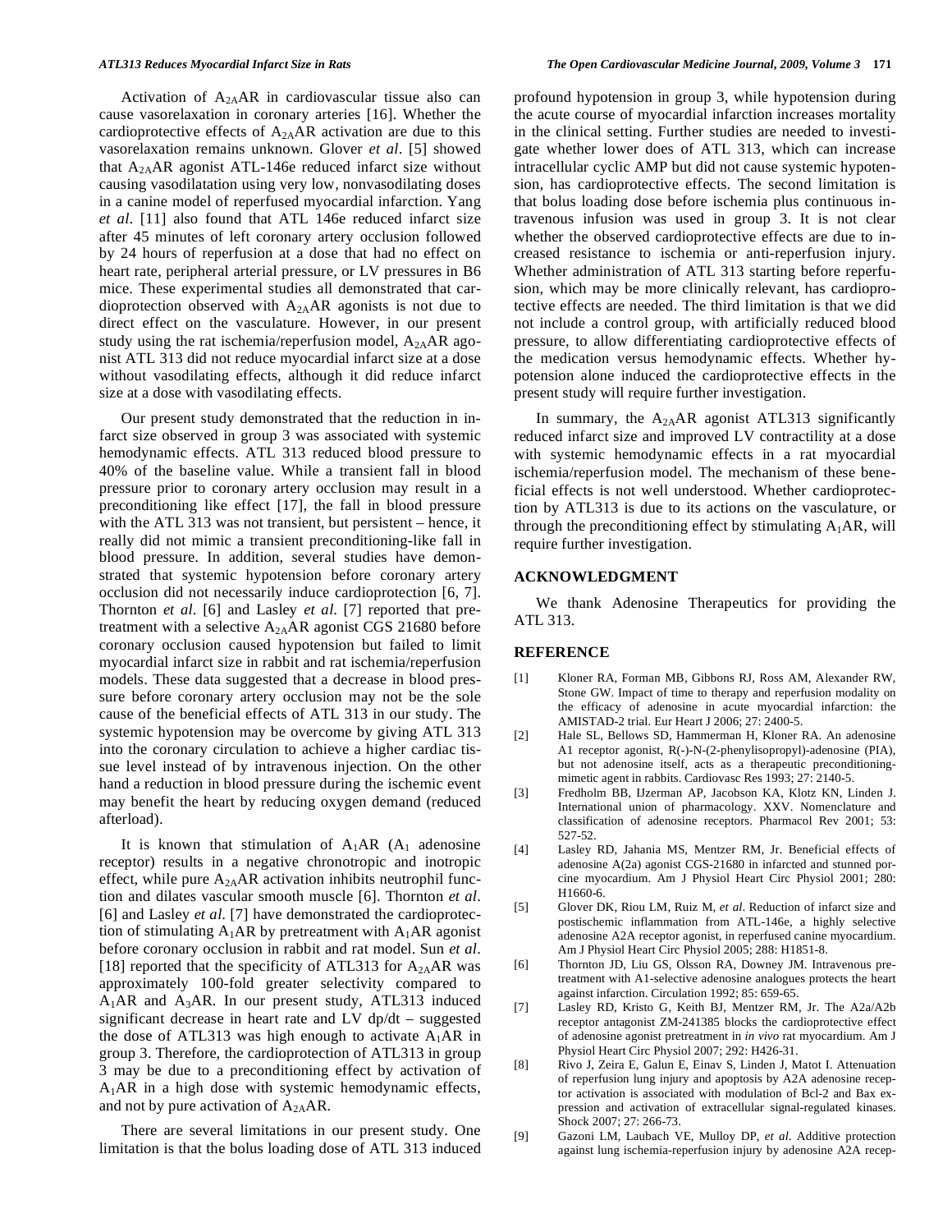Activation of $A_{2A}AR$ in cardiovascular tissue also can cause vasorelaxation in coronary arteries [16]. Whether the cardioprotective effects of $A_{2A}AR$ activation are due to this vasorelaxation remains unknown. Glover *et al*. [5] showed that $A_{2A}AR$ agonist ATL-146e reduced infarct size without causing vasodilatation using very low, nonvasodilating doses in a canine model of reperfused myocardial infarction. Yang *et al*. [11] also found that ATL 146e reduced infarct size after 45 minutes of left coronary artery occlusion followed by 24 hours of reperfusion at a dose that had no effect on heart rate, peripheral arterial pressure, or LV pressures in B6 mice. These experimental studies all demonstrated that cardioprotection observed with $A_{2A}AR$ agonists is not due to direct effect on the vasculature. However, in our present study using the rat ischemia/reperfusion model, $A_{2A}AR$ agonist ATL 313 did not reduce myocardial infarct size at a dose without vasodilating effects, although it did reduce infarct size at a dose with vasodilating effects.

Our present study demonstrated that the reduction in infarct size observed in group 3 was associated with systemic hemodynamic effects. ATL 313 reduced blood pressure to 40% of the baseline value. While a transient fall in blood pressure prior to coronary artery occlusion may result in a preconditioning like effect [17], the fall in blood pressure with the ATL 313 was not transient, but persistent – hence, it really did not mimic a transient preconditioning-like fall in blood pressure. In addition, several studies have demonstrated that systemic hypotension before coronary artery occlusion did not necessarily induce cardioprotection [6, 7]. Thornton *et al*. [6] and Lasley *et al*. [7] reported that pretreatment with a selective $A_{2A}AR$ agonist CGS 21680 before coronary occlusion caused hypotension but failed to limit myocardial infarct size in rabbit and rat ischemia/reperfusion models. These data suggested that a decrease in blood pressure before coronary artery occlusion may not be the sole cause of the beneficial effects of ATL 313 in our study. The systemic hypotension may be overcome by giving ATL 313 into the coronary circulation to achieve a higher cardiac tissue level instead of by intravenous injection. On the other hand a reduction in blood pressure during the ischemic event may benefit the heart by reducing oxygen demand (reduced afterload).

It is known that stimulation of $A_1AR$ ($A_1$ adenosine receptor) results in a negative chronotropic and inotropic effect, while pure $A_{2A}AR$ activation inhibits neutrophil function and dilates vascular smooth muscle [6]. Thornton *et al*. [6] and Lasley *et al*. [7] have demonstrated the cardioprotection of stimulating $A_1AR$ by pretreatment with $A_1AR$ agonist before coronary occlusion in rabbit and rat model. Sun *et al*. [18] reported that the specificity of ATL313 for $A_{2A}AR$ was approximately 100-fold greater selectivity compared to $A_1AR$ and $A_3AR$. In our present study, ATL313 induced significant decrease in heart rate and LV dp/dt – suggested the dose of ATL313 was high enough to activate $A_1AR$ in group 3. Therefore, the cardioprotection of ATL313 in group 3 may be due to a preconditioning effect by activation of $A_1AR$ in a high dose with systemic hemodynamic effects, and not by pure activation of $A_{2A}AR$.

There are several limitations in our present study. One limitation is that the bolus loading dose of ATL 313 induced profound hypotension in group 3, while hypotension during the acute course of myocardial infarction increases mortality in the clinical setting. Further studies are needed to investigate whether lower does of ATL 313, which can increase intracellular cyclic AMP but did not cause systemic hypotension, has cardioprotective effects. The second limitation is that bolus loading dose before ischemia plus continuous intravenous infusion was used in group 3. It is not clear whether the observed cardioprotective effects are due to increased resistance to ischemia or anti-reperfusion injury. Whether administration of ATL 313 starting before reperfusion, which may be more clinically relevant, has cardioprotective effects are needed. The third limitation is that we did not include a control group, with artificially reduced blood pressure, to allow differentiating cardioprotective effects of the medication versus hemodynamic effects. Whether hypotension alone induced the cardioprotective effects in the present study will require further investigation.

In summary, the $A_{2A}AR$ agonist ATL313 significantly reduced infarct size and improved LV contractility at a dose with systemic hemodynamic effects in a rat myocardial ischemia/reperfusion model. The mechanism of these beneficial effects is not well understood. Whether cardioprotection by ATL313 is due to its actions on the vasculature, or through the preconditioning effect by stimulating $A_1AR$, will require further investigation.

## ACKNOWLEDGMENT

We thank Adenosine Therapeutics for providing the ATL 313.

## REFERENCE

[1] Kloner RA, Forman MB, Gibbons RJ, Ross AM, Alexander RW, Stone GW. Impact of time to therapy and reperfusion modality on the efficacy of adenosine in acute myocardial infarction: the AMISTAD-2 trial. Eur Heart J 2006; 27: 2400-5.

[2] Hale SL, Bellows SD, Hammerman H, Kloner RA. An adenosine A1 receptor agonist, R(-)-N-(2-phenylisopropyl)-adenosine (PIA), but not adenosine itself, acts as a therapeutic preconditioning-mimetic agent in rabbits. Cardiovasc Res 1993; 27: 2140-5.

[3] Fredholm BB, IJzerman AP, Jacobson KA, Klotz KN, Linden J. International union of pharmacology. XXV. Nomenclature and classification of adenosine receptors. Pharmacol Rev 2001; 53: 527-52.

[4] Lasley RD, Jahania MS, Mentzer RM, Jr. Beneficial effects of adenosine A(2a) agonist CGS-21680 in infarcted and stunned porcine myocardium. Am J Physiol Heart Circ Physiol 2001; 280: H1660-6.

[5] Glover DK, Riou LM, Ruiz M, *et al*. Reduction of infarct size and postischemic inflammation from ATL-146e, a highly selective adenosine A2A receptor agonist, in reperfused canine myocardium. Am J Physiol Heart Circ Physiol 2005; 288: H1851-8.

[6] Thornton JD, Liu GS, Olsson RA, Downey JM. Intravenous pretreatment with A1-selective adenosine analogues protects the heart against infarction. Circulation 1992; 85: 659-65.

[7] Lasley RD, Kristo G, Keith BJ, Mentzer RM, Jr. The A2a/A2b receptor antagonist ZM-241385 blocks the cardioprotective effect of adenosine agonist pretreatment in *in vivo* rat myocardium. Am J Physiol Heart Circ Physiol 2007; 292: H426-31.

[8] Rivo J, Zeira E, Galun E, Einav S, Linden J, Matot I. Attenuation of reperfusion lung injury and apoptosis by A2A adenosine receptor activation is associated with modulation of Bcl-2 and Bax expression and activation of extracellular signal-regulated kinases. Shock 2007; 27: 266-73.

[9] Gazoni LM, Laubach VE, Mulloy DP, *et al*. Additive protection against lung ischemia-reperfusion injury by adenosine A2A recep-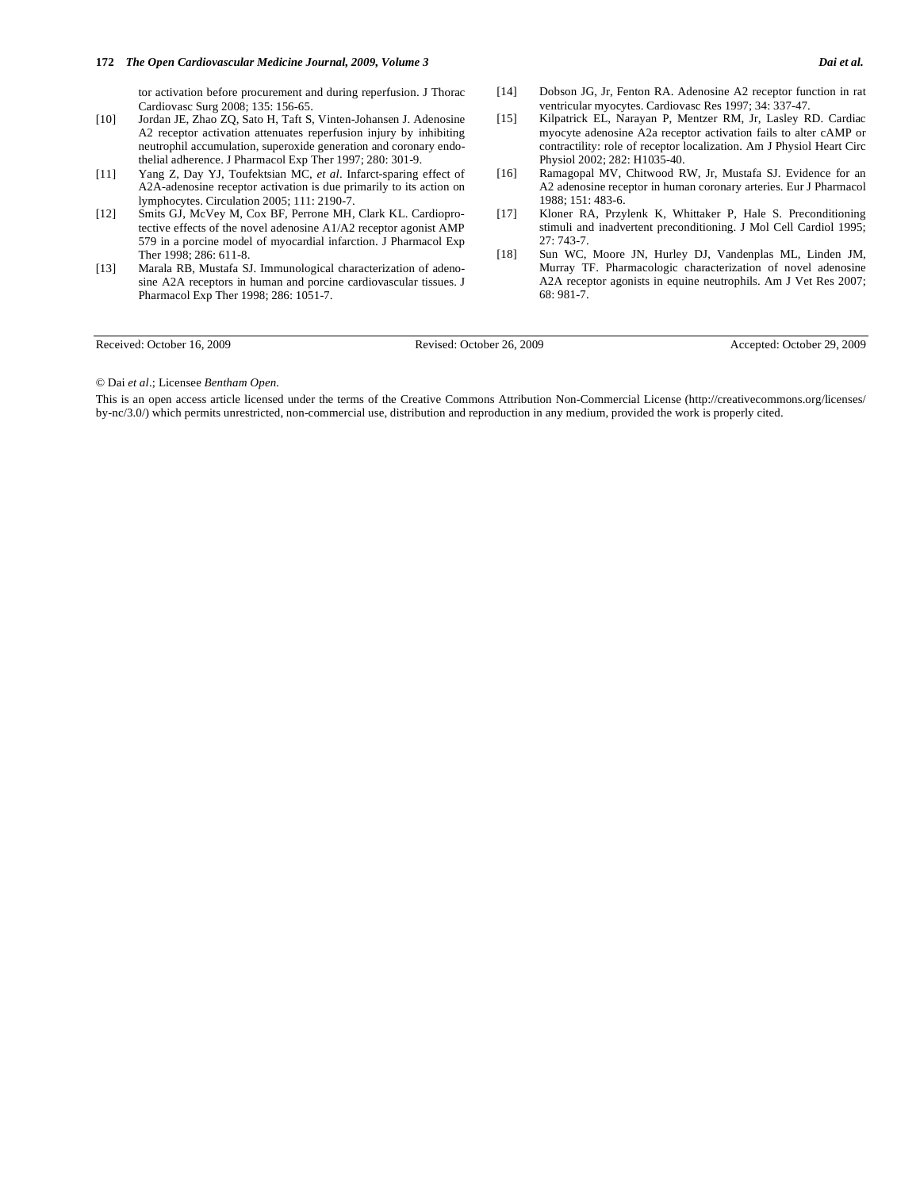tor activation before procurement and during reperfusion. J Thorac Cardiovasc Surg 2008; 135: 156-65.

[10] Jordan JE, Zhao ZQ, Sato H, Taft S, Vinten-Johansen J. Adenosine A2 receptor activation attenuates reperfusion injury by inhibiting neutrophil accumulation, superoxide generation and coronary endothelial adherence. J Pharmacol Exp Ther 1997; 280: 301-9.

[11] Yang Z, Day YJ, Toufektsian MC, *et al*. Infarct-sparing effect of A2A-adenosine receptor activation is due primarily to its action on lymphocytes. Circulation 2005; 111: 2190-7.

[12] Smits GJ, McVey M, Cox BF, Perrone MH, Clark KL. Cardioprotective effects of the novel adenosine A1/A2 receptor agonist AMP 579 in a porcine model of myocardial infarction. J Pharmacol Exp Ther 1998; 286: 611-8.

[13] Marala RB, Mustafa SJ. Immunological characterization of adenosine A2A receptors in human and porcine cardiovascular tissues. J Pharmacol Exp Ther 1998; 286: 1051-7.

[14] Dobson JG, Jr, Fenton RA. Adenosine A2 receptor function in rat ventricular myocytes. Cardiovasc Res 1997; 34: 337-47.

[15] Kilpatrick EL, Narayan P, Mentzer RM, Jr, Lasley RD. Cardiac myocyte adenosine A2a receptor activation fails to alter cAMP or contractility: role of receptor localization. Am J Physiol Heart Circ Physiol 2002; 282: H1035-40.

[16] Ramagopal MV, Chitwood RW, Jr, Mustafa SJ. Evidence for an A2 adenosine receptor in human coronary arteries. Eur J Pharmacol 1988; 151: 483-6.

[17] Kloner RA, Przylenk K, Whittaker P, Hale S. Preconditioning stimuli and inadvertent preconditioning. J Mol Cell Cardiol 1995; 27: 743-7.

[18] Sun WC, Moore JN, Hurley DJ, Vandenplas ML, Linden JM, Murray TF. Pharmacologic characterization of novel adenosine A2A receptor agonists in equine neutrophils. Am J Vet Res 2007; 68: 981-7.

Received: October 16, 2009 Revised: October 26, 2009 Accepted: October 29, 2009

© Dai *et al*.; Licensee *Bentham Open*.

This is an open access article licensed under the terms of the Creative Commons Attribution Non-Commercial License (http://creativecommons.org/licenses/by-nc/3.0/) which permits unrestricted, non-commercial use, distribution and reproduction in any medium, provided the work is properly cited.